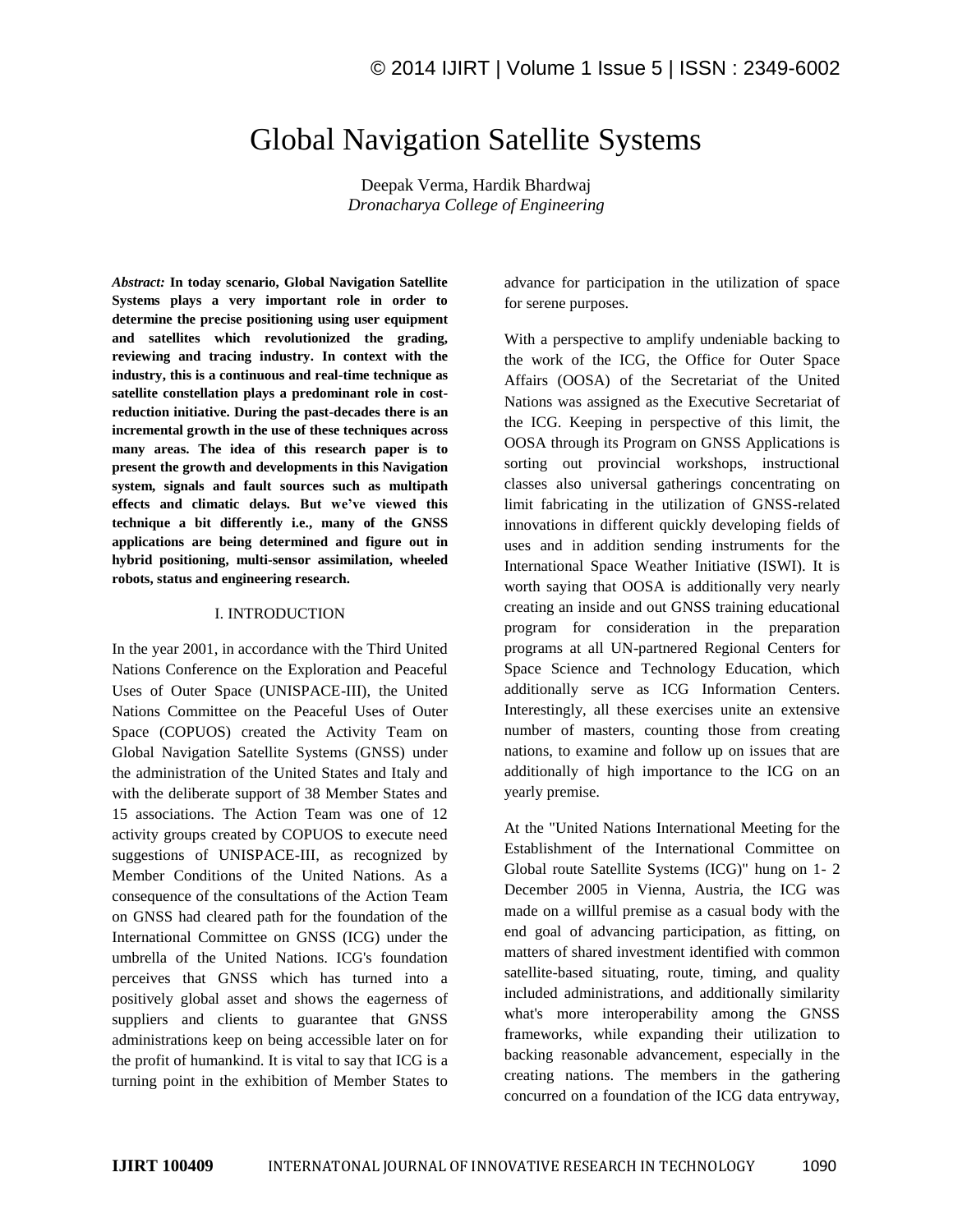# Global Navigation Satellite Systems

Deepak Verma, Hardik Bhardwaj

*Dronacharya College of Engineering*

***Abstract:*** **In today scenario, Global Navigation Satellite Systems plays a very important role in order to determine the precise positioning using user equipment and satellites which revolutionized the grading, reviewing and tracing industry. In context with the industry, this is a continuous and real-time technique as satellite constellation plays a predominant role in cost-reduction initiative. During the past-decades there is an incremental growth in the use of these techniques across many areas. The idea of this research paper is to present the growth and developments in this Navigation system, signals and fault sources such as multipath effects and climatic delays. But we've viewed this technique a bit differently i.e., many of the GNSS applications are being determined and figure out in hybrid positioning, multi-sensor assimilation, wheeled robots, status and engineering research.**

## I. INTRODUCTION

In the year 2001, in accordance with the Third United Nations Conference on the Exploration and Peaceful Uses of Outer Space (UNISPACE-III), the United Nations Committee on the Peaceful Uses of Outer Space (COPUOS) created the Activity Team on Global Navigation Satellite Systems (GNSS) under the administration of the United States and Italy and with the deliberate support of 38 Member States and 15 associations. The Action Team was one of 12 activity groups created by COPUOS to execute need suggestions of UNISPACE-III, as recognized by Member Conditions of the United Nations. As a consequence of the consultations of the Action Team on GNSS had cleared path for the foundation of the International Committee on GNSS (ICG) under the umbrella of the United Nations. ICG's foundation perceives that GNSS which has turned into a positively global asset and shows the eagerness of suppliers and clients to guarantee that GNSS administrations keep on being accessible later on for the profit of humankind. It is vital to say that ICG is a turning point in the exhibition of Member States to advance for participation in the utilization of space for serene purposes.

With a perspective to amplify undeniable backing to the work of the ICG, the Office for Outer Space Affairs (OOSA) of the Secretariat of the United Nations was assigned as the Executive Secretariat of the ICG. Keeping in perspective of this limit, the OOSA through its Program on GNSS Applications is sorting out provincial workshops, instructional classes also universal gatherings concentrating on limit fabricating in the utilization of GNSS-related innovations in different quickly developing fields of uses and in addition sending instruments for the International Space Weather Initiative (ISWI). It is worth saying that OOSA is additionally very nearly creating an inside and out GNSS training educational program for consideration in the preparation programs at all UN-partnered Regional Centers for Space Science and Technology Education, which additionally serve as ICG Information Centers. Interestingly, all these exercises unite an extensive number of masters, counting those from creating nations, to examine and follow up on issues that are additionally of high importance to the ICG on an yearly premise.

At the "United Nations International Meeting for the Establishment of the International Committee on Global route Satellite Systems (ICG)" hung on 1- 2 December 2005 in Vienna, Austria, the ICG was made on a willful premise as a casual body with the end goal of advancing participation, as fitting, on matters of shared investment identified with common satellite-based situating, route, timing, and quality included administrations, and additionally similarity what's more interoperability among the GNSS frameworks, while expanding their utilization to backing reasonable advancement, especially in the creating nations. The members in the gathering concurred on a foundation of the ICG data entryway,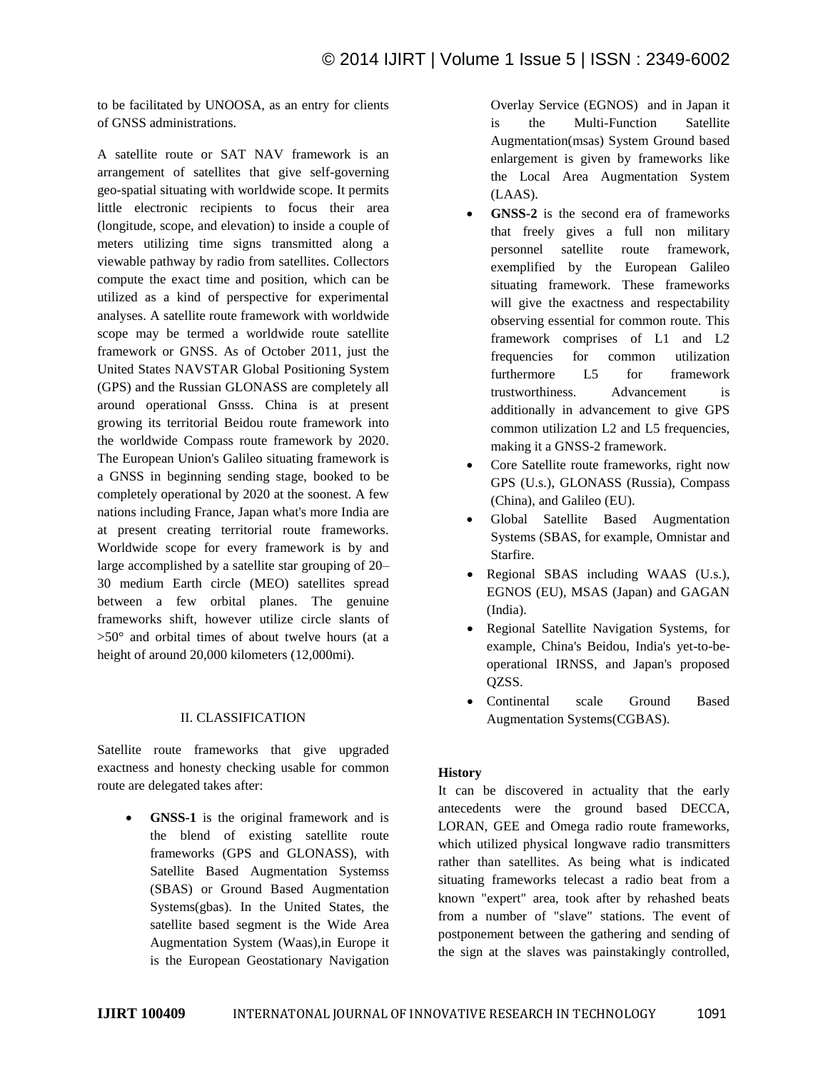to be facilitated by UNOOSA, as an entry for clients of GNSS administrations.

A satellite route or SAT NAV framework is an arrangement of satellites that give self-governing geo-spatial situating with worldwide scope. It permits little electronic recipients to focus their area (longitude, scope, and elevation) to inside a couple of meters utilizing time signs transmitted along a viewable pathway by radio from satellites. Collectors compute the exact time and position, which can be utilized as a kind of perspective for experimental analyses. A satellite route framework with worldwide scope may be termed a worldwide route satellite framework or GNSS. As of October 2011, just the United States NAVSTAR Global Positioning System (GPS) and the Russian GLONASS are completely all around operational Gnsss. China is at present growing its territorial Beidou route framework into the worldwide Compass route framework by 2020. The European Union's Galileo situating framework is a GNSS in beginning sending stage, booked to be completely operational by 2020 at the soonest. A few nations including France, Japan what's more India are at present creating territorial route frameworks. Worldwide scope for every framework is by and large accomplished by a satellite star grouping of 20–30 medium Earth circle (MEO) satellites spread between a few orbital planes. The genuine frameworks shift, however utilize circle slants of >50° and orbital times of about twelve hours (at a height of around 20,000 kilometers (12,000mi).

## II. CLASSIFICATION

Satellite route frameworks that give upgraded exactness and honesty checking usable for common route are delegated takes after:

- **GNSS-1** is the original framework and is the blend of existing satellite route frameworks (GPS and GLONASS), with Satellite Based Augmentation Systemss (SBAS) or Ground Based Augmentation Systems(gbas). In the United States, the satellite based segment is the Wide Area Augmentation System (Waas),in Europe it is the European Geostationary Navigation Overlay Service (EGNOS) and in Japan it is the Multi-Function Satellite Augmentation(msas) System Ground based enlargement is given by frameworks like the Local Area Augmentation System (LAAS).
- **GNSS-2** is the second era of frameworks that freely gives a full non military personnel satellite route framework, exemplified by the European Galileo situating framework. These frameworks will give the exactness and respectability observing essential for common route. This framework comprises of L1 and L2 frequencies for common utilization furthermore L5 for framework trustworthiness. Advancement is additionally in advancement to give GPS common utilization L2 and L5 frequencies, making it a GNSS-2 framework.
- Core Satellite route frameworks, right now GPS (U.s.), GLONASS (Russia), Compass (China), and Galileo (EU).
- Global Satellite Based Augmentation Systems (SBAS, for example, Omnistar and Starfire.
- Regional SBAS including WAAS (U.s.), EGNOS (EU), MSAS (Japan) and GAGAN (India).
- Regional Satellite Navigation Systems, for example, China's Beidou, India's yet-to-be-operational IRNSS, and Japan's proposed QZSS.
- Continental scale Ground Based Augmentation Systems(CGBAS).

**History**

It can be discovered in actuality that the early antecedents were the ground based DECCA, LORAN, GEE and Omega radio route frameworks, which utilized physical longwave radio transmitters rather than satellites. As being what is indicated situating frameworks telecast a radio beat from a known "expert" area, took after by rehashed beats from a number of "slave" stations. The event of postponement between the gathering and sending of the sign at the slaves was painstakingly controlled,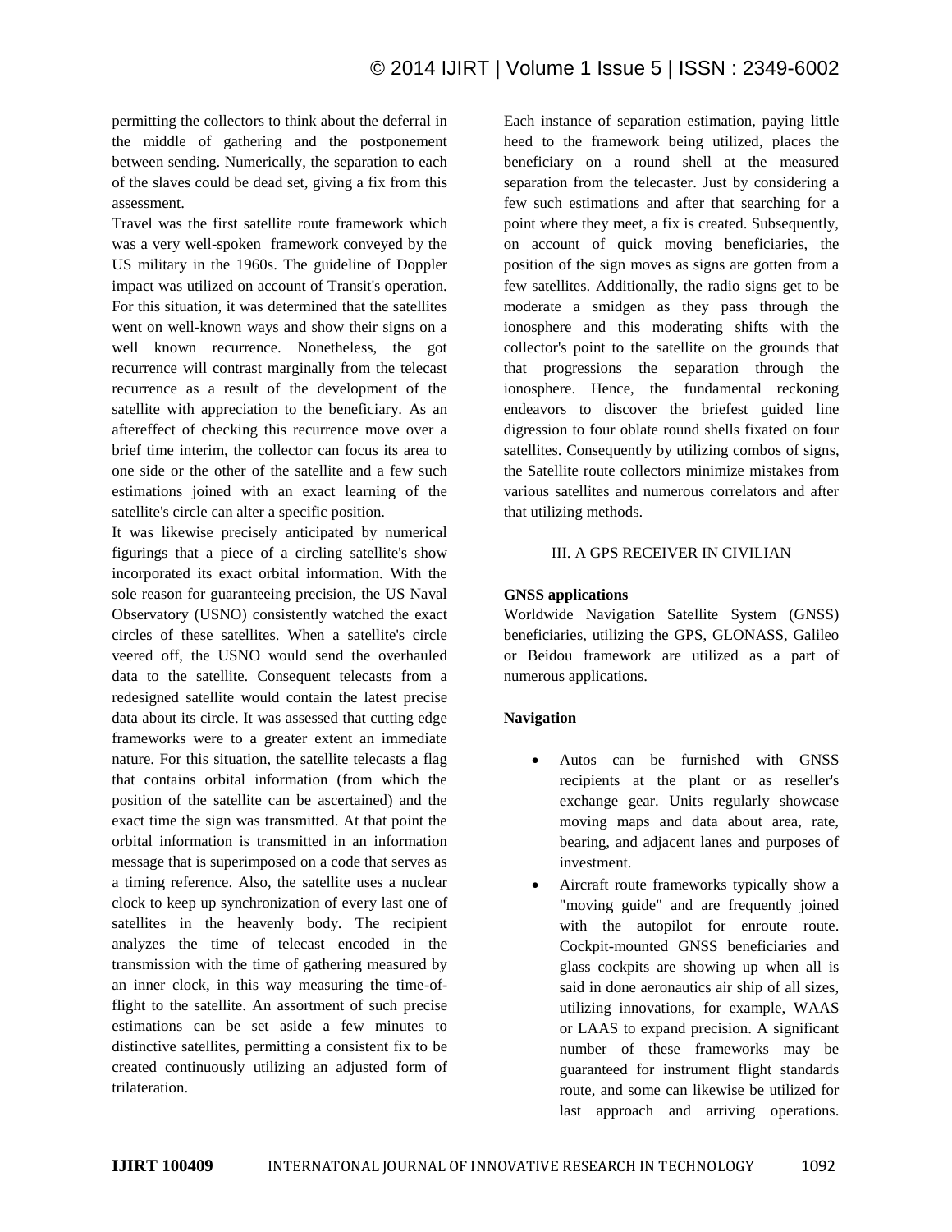permitting the collectors to think about the deferral in the middle of gathering and the postponement between sending. Numerically, the separation to each of the slaves could be dead set, giving a fix from this assessment.

Travel was the first satellite route framework which was a very well-spoken framework conveyed by the US military in the 1960s. The guideline of Doppler impact was utilized on account of Transit's operation. For this situation, it was determined that the satellites went on well-known ways and show their signs on a well known recurrence. Nonetheless, the got recurrence will contrast marginally from the telecast recurrence as a result of the development of the satellite with appreciation to the beneficiary. As an aftereffect of checking this recurrence move over a brief time interim, the collector can focus its area to one side or the other of the satellite and a few such estimations joined with an exact learning of the satellite's circle can alter a specific position.

It was likewise precisely anticipated by numerical figurings that a piece of a circling satellite's show incorporated its exact orbital information. With the sole reason for guaranteeing precision, the US Naval Observatory (USNO) consistently watched the exact circles of these satellites. When a satellite's circle veered off, the USNO would send the overhauled data to the satellite. Consequent telecasts from a redesigned satellite would contain the latest precise data about its circle. It was assessed that cutting edge frameworks were to a greater extent an immediate nature. For this situation, the satellite telecasts a flag that contains orbital information (from which the position of the satellite can be ascertained) and the exact time the sign was transmitted. At that point the orbital information is transmitted in an information message that is superimposed on a code that serves as a timing reference. Also, the satellite uses a nuclear clock to keep up synchronization of every last one of satellites in the heavenly body. The recipient analyzes the time of telecast encoded in the transmission with the time of gathering measured by an inner clock, in this way measuring the time-of-flight to the satellite. An assortment of such precise estimations can be set aside a few minutes to distinctive satellites, permitting a consistent fix to be created continuously utilizing an adjusted form of trilateration.

Each instance of separation estimation, paying little heed to the framework being utilized, places the beneficiary on a round shell at the measured separation from the telecaster. Just by considering a few such estimations and after that searching for a point where they meet, a fix is created. Subsequently, on account of quick moving beneficiaries, the position of the sign moves as signs are gotten from a few satellites. Additionally, the radio signs get to be moderate a smidgen as they pass through the ionosphere and this moderating shifts with the collector's point to the satellite on the grounds that that progressions the separation through the ionosphere. Hence, the fundamental reckoning endeavors to discover the briefest guided line digression to four oblate round shells fixated on four satellites. Consequently by utilizing combos of signs, the Satellite route collectors minimize mistakes from various satellites and numerous correlators and after that utilizing methods.

## III. A GPS RECEIVER IN CIVILIAN

**GNSS applications**

Worldwide Navigation Satellite System (GNSS) beneficiaries, utilizing the GPS, GLONASS, Galileo or Beidou framework are utilized as a part of numerous applications.

**Navigation**

- Autos can be furnished with GNSS recipients at the plant or as reseller's exchange gear. Units regularly showcase moving maps and data about area, rate, bearing, and adjacent lanes and purposes of investment.
- Aircraft route frameworks typically show a "moving guide" and are frequently joined with the autopilot for enroute route. Cockpit-mounted GNSS beneficiaries and glass cockpits are showing up when all is said in done aeronautics air ship of all sizes, utilizing innovations, for example, WAAS or LAAS to expand precision. A significant number of these frameworks may be guaranteed for instrument flight standards route, and some can likewise be utilized for last approach and arriving operations.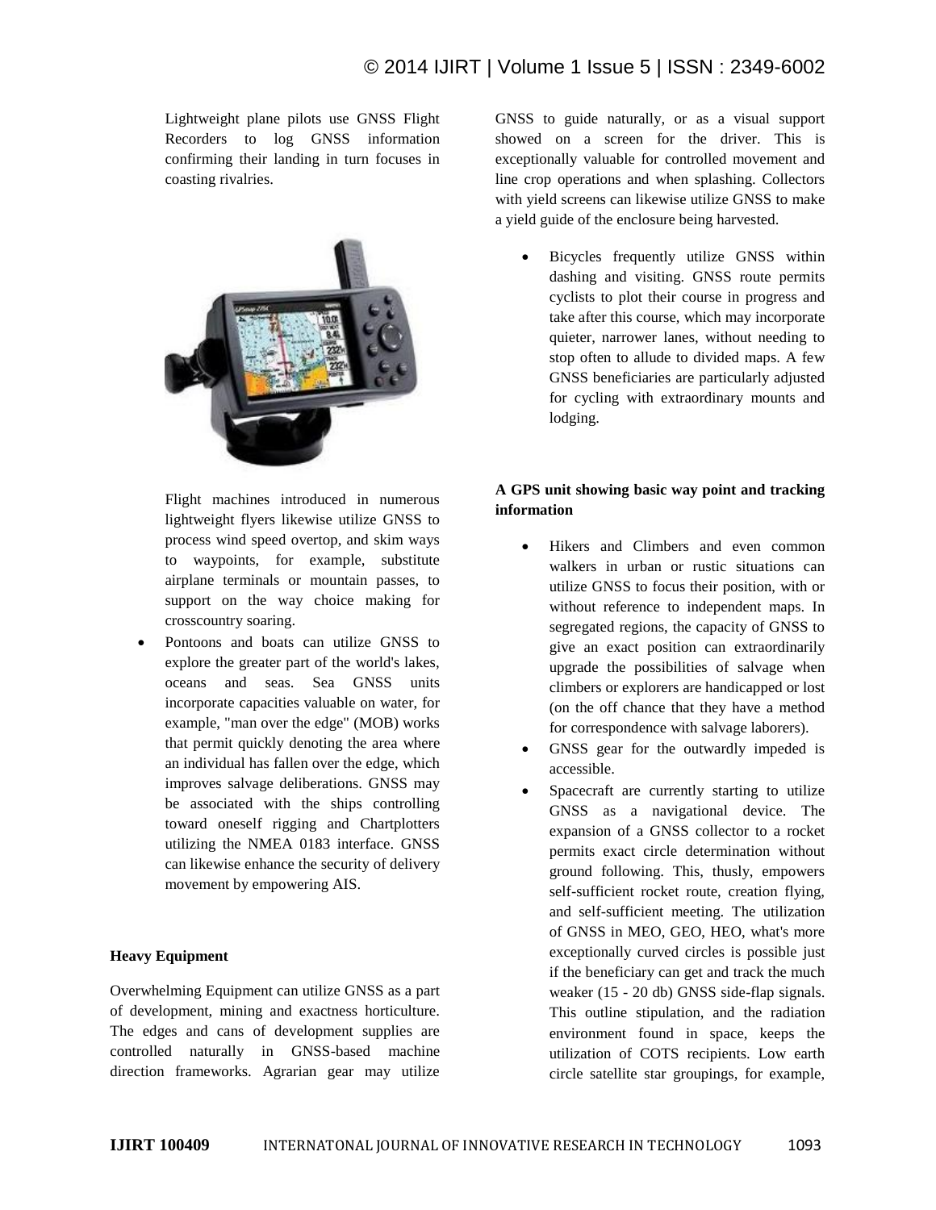Lightweight plane pilots use GNSS Flight Recorders to log GNSS information confirming their landing in turn focuses in coasting rivalries.

Flight machines introduced in numerous lightweight flyers likewise utilize GNSS to process wind speed overtop, and skim ways to waypoints, for example, substitute airplane terminals or mountain passes, to support on the way choice making for crosscountry soaring.

- Pontoons and boats can utilize GNSS to explore the greater part of the world's lakes, oceans and seas. Sea GNSS units incorporate capacities valuable on water, for example, "man over the edge" (MOB) works that permit quickly denoting the area where an individual has fallen over the edge, which improves salvage deliberations. GNSS may be associated with the ships controlling toward oneself rigging and Chartplotters utilizing the NMEA 0183 interface. GNSS can likewise enhance the security of delivery movement by empowering AIS.

**Heavy Equipment**

Overwhelming Equipment can utilize GNSS as a part of development, mining and exactness horticulture. The edges and cans of development supplies are controlled naturally in GNSS-based machine direction frameworks. Agrarian gear may utilize GNSS to guide naturally, or as a visual support showed on a screen for the driver. This is exceptionally valuable for controlled movement and line crop operations and when splashing. Collectors with yield screens can likewise utilize GNSS to make a yield guide of the enclosure being harvested.

- Bicycles frequently utilize GNSS within dashing and visiting. GNSS route permits cyclists to plot their course in progress and take after this course, which may incorporate quieter, narrower lanes, without needing to stop often to allude to divided maps. A few GNSS beneficiaries are particularly adjusted for cycling with extraordinary mounts and lodging.

**A GPS unit showing basic way point and tracking information**

- Hikers and Climbers and even common walkers in urban or rustic situations can utilize GNSS to focus their position, with or without reference to independent maps. In segregated regions, the capacity of GNSS to give an exact position can extraordinarily upgrade the possibilities of salvage when climbers or explorers are handicapped or lost (on the off chance that they have a method for correspondence with salvage laborers).
- GNSS gear for the outwardly impeded is accessible.
- Spacecraft are currently starting to utilize GNSS as a navigational device. The expansion of a GNSS collector to a rocket permits exact circle determination without ground following. This, thusly, empowers self-sufficient rocket route, creation flying, and self-sufficient meeting. The utilization of GNSS in MEO, GEO, HEO, what's more exceptionally curved circles is possible just if the beneficiary can get and track the much weaker (15 - 20 db) GNSS side-flap signals. This outline stipulation, and the radiation environment found in space, keeps the utilization of COTS recipients. Low earth circle satellite star groupings, for example,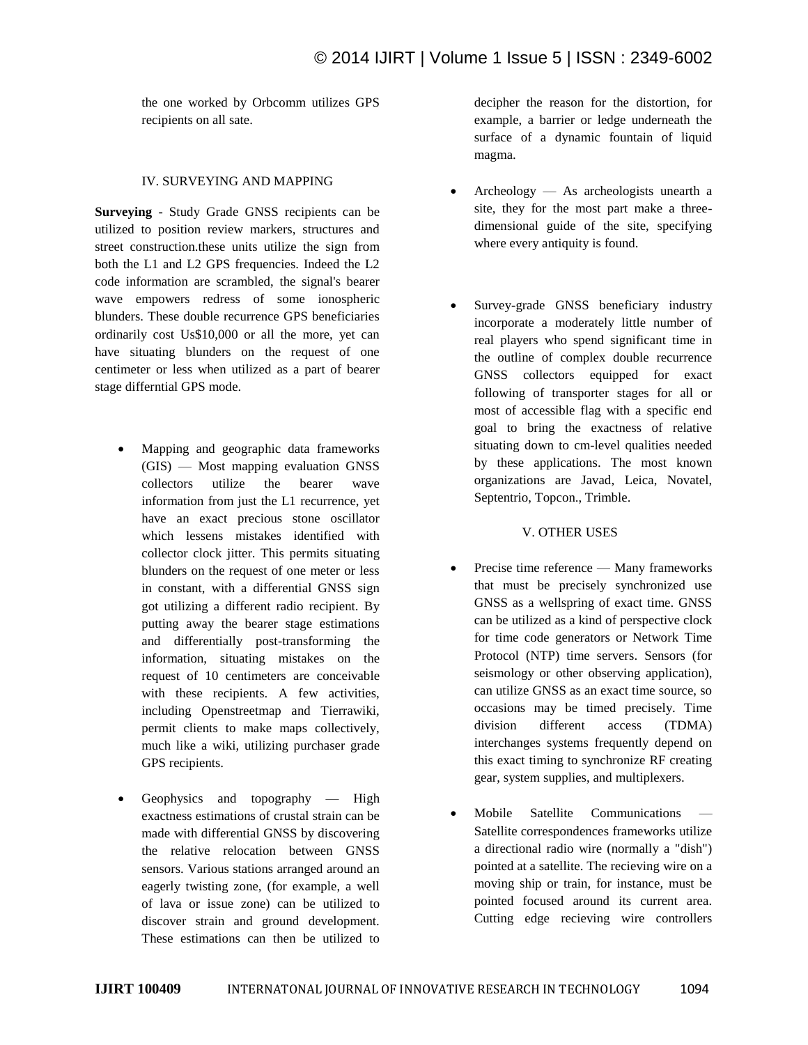the one worked by Orbcomm utilizes GPS recipients on all sate.

## IV. SURVEYING AND MAPPING

**Surveying** - Study Grade GNSS recipients can be utilized to position review markers, structures and street construction.these units utilize the sign from both the L1 and L2 GPS frequencies. Indeed the L2 code information are scrambled, the signal's bearer wave empowers redress of some ionospheric blunders. These double recurrence GPS beneficiaries ordinarily cost Us$10,000 or all the more, yet can have situating blunders on the request of one centimeter or less when utilized as a part of bearer stage differntial GPS mode.

- Mapping and geographic data frameworks (GIS) — Most mapping evaluation GNSS collectors utilize the bearer wave information from just the L1 recurrence, yet have an exact precious stone oscillator which lessens mistakes identified with collector clock jitter. This permits situating blunders on the request of one meter or less in constant, with a differential GNSS sign got utilizing a different radio recipient. By putting away the bearer stage estimations and differentially post-transforming the information, situating mistakes on the request of 10 centimeters are conceivable with these recipients. A few activities, including Openstreetmap and Tierrawiki, permit clients to make maps collectively, much like a wiki, utilizing purchaser grade GPS recipients.

- Geophysics and topography — High exactness estimations of crustal strain can be made with differential GNSS by discovering the relative relocation between GNSS sensors. Various stations arranged around an eagerly twisting zone, (for example, a well of lava or issue zone) can be utilized to discover strain and ground development. These estimations can then be utilized to decipher the reason for the distortion, for example, a barrier or ledge underneath the surface of a dynamic fountain of liquid magma.

- Archeology — As archeologists unearth a site, they for the most part make a three-dimensional guide of the site, specifying where every antiquity is found.

- Survey-grade GNSS beneficiary industry incorporate a moderately little number of real players who spend significant time in the outline of complex double recurrence GNSS collectors equipped for exact following of transporter stages for all or most of accessible flag with a specific end goal to bring the exactness of relative situating down to cm-level qualities needed by these applications. The most known organizations are Javad, Leica, Novatel, Septentrio, Topcon., Trimble.

## V. OTHER USES

- Precise time reference — Many frameworks that must be precisely synchronized use GNSS as a wellspring of exact time. GNSS can be utilized as a kind of perspective clock for time code generators or Network Time Protocol (NTP) time servers. Sensors (for seismology or other observing application), can utilize GNSS as an exact time source, so occasions may be timed precisely. Time division different access (TDMA) interchanges systems frequently depend on this exact timing to synchronize RF creating gear, system supplies, and multiplexers.

- Mobile Satellite Communications — Satellite correspondences frameworks utilize a directional radio wire (normally a "dish") pointed at a satellite. The recieving wire on a moving ship or train, for instance, must be pointed focused around its current area. Cutting edge recieving wire controllers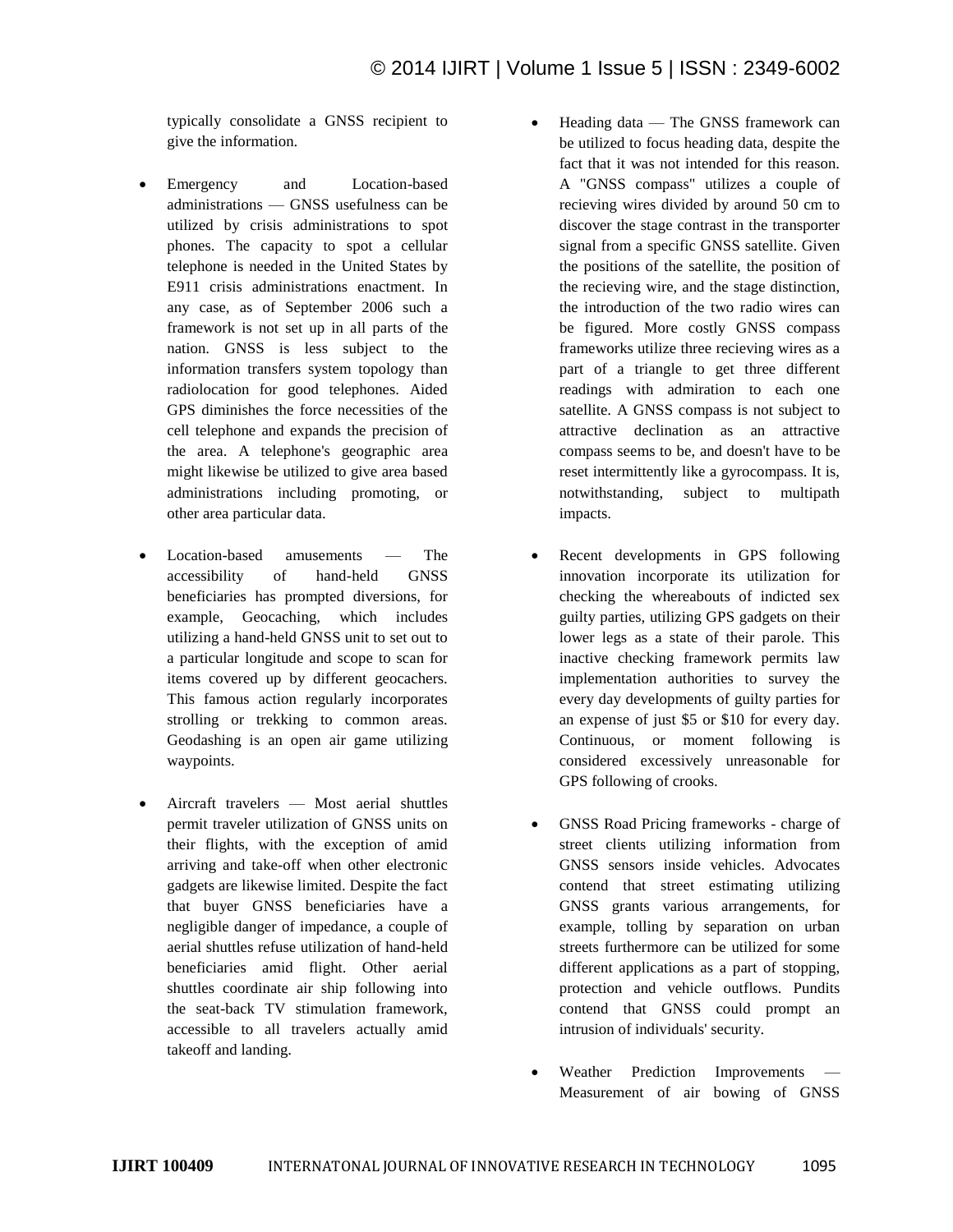typically consolidate a GNSS recipient to give the information.

- Emergency and Location-based administrations — GNSS usefulness can be utilized by crisis administrations to spot phones. The capacity to spot a cellular telephone is needed in the United States by E911 crisis administrations enactment. In any case, as of September 2006 such a framework is not set up in all parts of the nation. GNSS is less subject to the information transfers system topology than radiolocation for good telephones. Aided GPS diminishes the force necessities of the cell telephone and expands the precision of the area. A telephone's geographic area might likewise be utilized to give area based administrations including promoting, or other area particular data.

- Location-based amusements — The accessibility of hand-held GNSS beneficiaries has prompted diversions, for example, Geocaching, which includes utilizing a hand-held GNSS unit to set out to a particular longitude and scope to scan for items covered up by different geocachers. This famous action regularly incorporates strolling or trekking to common areas. Geodashing is an open air game utilizing waypoints.

- Aircraft travelers — Most aerial shuttles permit traveler utilization of GNSS units on their flights, with the exception of amid arriving and take-off when other electronic gadgets are likewise limited. Despite the fact that buyer GNSS beneficiaries have a negligible danger of impedance, a couple of aerial shuttles refuse utilization of hand-held beneficiaries amid flight. Other aerial shuttles coordinate air ship following into the seat-back TV stimulation framework, accessible to all travelers actually amid takeoff and landing.

- Heading data — The GNSS framework can be utilized to focus heading data, despite the fact that it was not intended for this reason. A "GNSS compass" utilizes a couple of recieving wires divided by around 50 cm to discover the stage contrast in the transporter signal from a specific GNSS satellite. Given the positions of the satellite, the position of the recieving wire, and the stage distinction, the introduction of the two radio wires can be figured. More costly GNSS compass frameworks utilize three recieving wires as a part of a triangle to get three different readings with admiration to each one satellite. A GNSS compass is not subject to attractive declination as an attractive compass seems to be, and doesn't have to be reset intermittently like a gyrocompass. It is, notwithstanding, subject to multipath impacts.

- Recent developments in GPS following innovation incorporate its utilization for checking the whereabouts of indicted sex guilty parties, utilizing GPS gadgets on their lower legs as a state of their parole. This inactive checking framework permits law implementation authorities to survey the every day developments of guilty parties for an expense of just $5 or $10 for every day. Continuous, or moment following is considered excessively unreasonable for GPS following of crooks.

- GNSS Road Pricing frameworks - charge of street clients utilizing information from GNSS sensors inside vehicles. Advocates contend that street estimating utilizing GNSS grants various arrangements, for example, tolling by separation on urban streets furthermore can be utilized for some different applications as a part of stopping, protection and vehicle outflows. Pundits contend that GNSS could prompt an intrusion of individuals' security.

- Weather Prediction Improvements — Measurement of air bowing of GNSS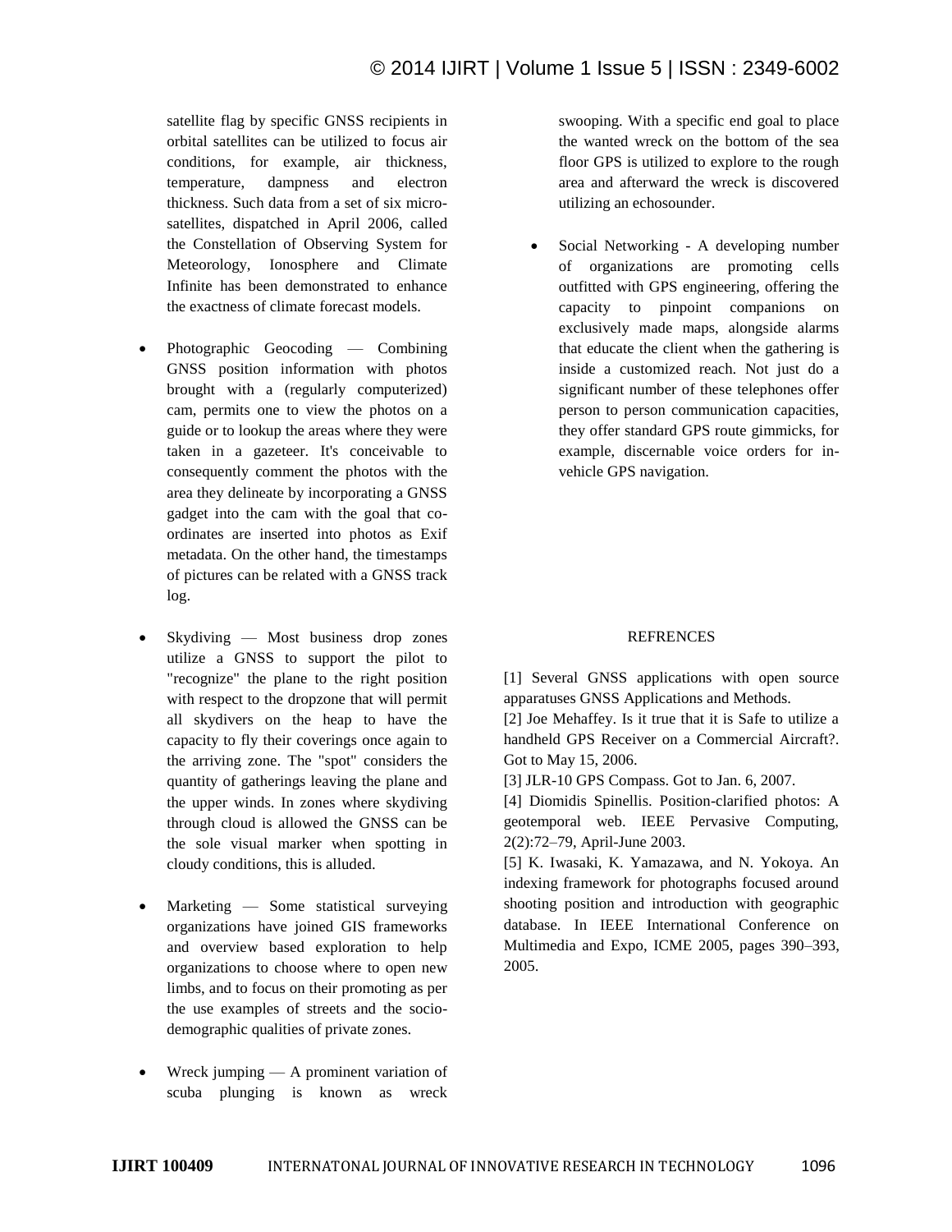satellite flag by specific GNSS recipients in orbital satellites can be utilized to focus air conditions, for example, air thickness, temperature, dampness and electron thickness. Such data from a set of six micro-satellites, dispatched in April 2006, called the Constellation of Observing System for Meteorology, Ionosphere and Climate Infinite has been demonstrated to enhance the exactness of climate forecast models.

- Photographic Geocoding — Combining GNSS position information with photos brought with a (regularly computerized) cam, permits one to view the photos on a guide or to lookup the areas where they were taken in a gazeteer. It's conceivable to consequently comment the photos with the area they delineate by incorporating a GNSS gadget into the cam with the goal that co-ordinates are inserted into photos as Exif metadata. On the other hand, the timestamps of pictures can be related with a GNSS track log.

- Skydiving — Most business drop zones utilize a GNSS to support the pilot to "recognize" the plane to the right position with respect to the dropzone that will permit all skydivers on the heap to have the capacity to fly their coverings once again to the arriving zone. The "spot" considers the quantity of gatherings leaving the plane and the upper winds. In zones where skydiving through cloud is allowed the GNSS can be the sole visual marker when spotting in cloudy conditions, this is alluded.

- Marketing — Some statistical surveying organizations have joined GIS frameworks and overview based exploration to help organizations to choose where to open new limbs, and to focus on their promoting as per the use examples of streets and the socio-demographic qualities of private zones.

- Wreck jumping — A prominent variation of scuba plunging is known as wreck swooping. With a specific end goal to place the wanted wreck on the bottom of the sea floor GPS is utilized to explore to the rough area and afterward the wreck is discovered utilizing an echosounder.

- Social Networking - A developing number of organizations are promoting cells outfitted with GPS engineering, offering the capacity to pinpoint companions on exclusively made maps, alongside alarms that educate the client when the gathering is inside a customized reach. Not just do a significant number of these telephones offer person to person communication capacities, they offer standard GPS route gimmicks, for example, discernable voice orders for in-vehicle GPS navigation.

## REFRENCES

[1] Several GNSS applications with open source apparatuses GNSS Applications and Methods.

[2] Joe Mehaffey. Is it true that it is Safe to utilize a handheld GPS Receiver on a Commercial Aircraft?. Got to May 15, 2006.

[3] JLR-10 GPS Compass. Got to Jan. 6, 2007.

[4] Diomidis Spinellis. Position-clarified photos: A geotemporal web. IEEE Pervasive Computing, 2(2):72–79, April-June 2003.

[5] K. Iwasaki, K. Yamazawa, and N. Yokoya. An indexing framework for photographs focused around shooting position and introduction with geographic database. In IEEE International Conference on Multimedia and Expo, ICME 2005, pages 390–393, 2005.